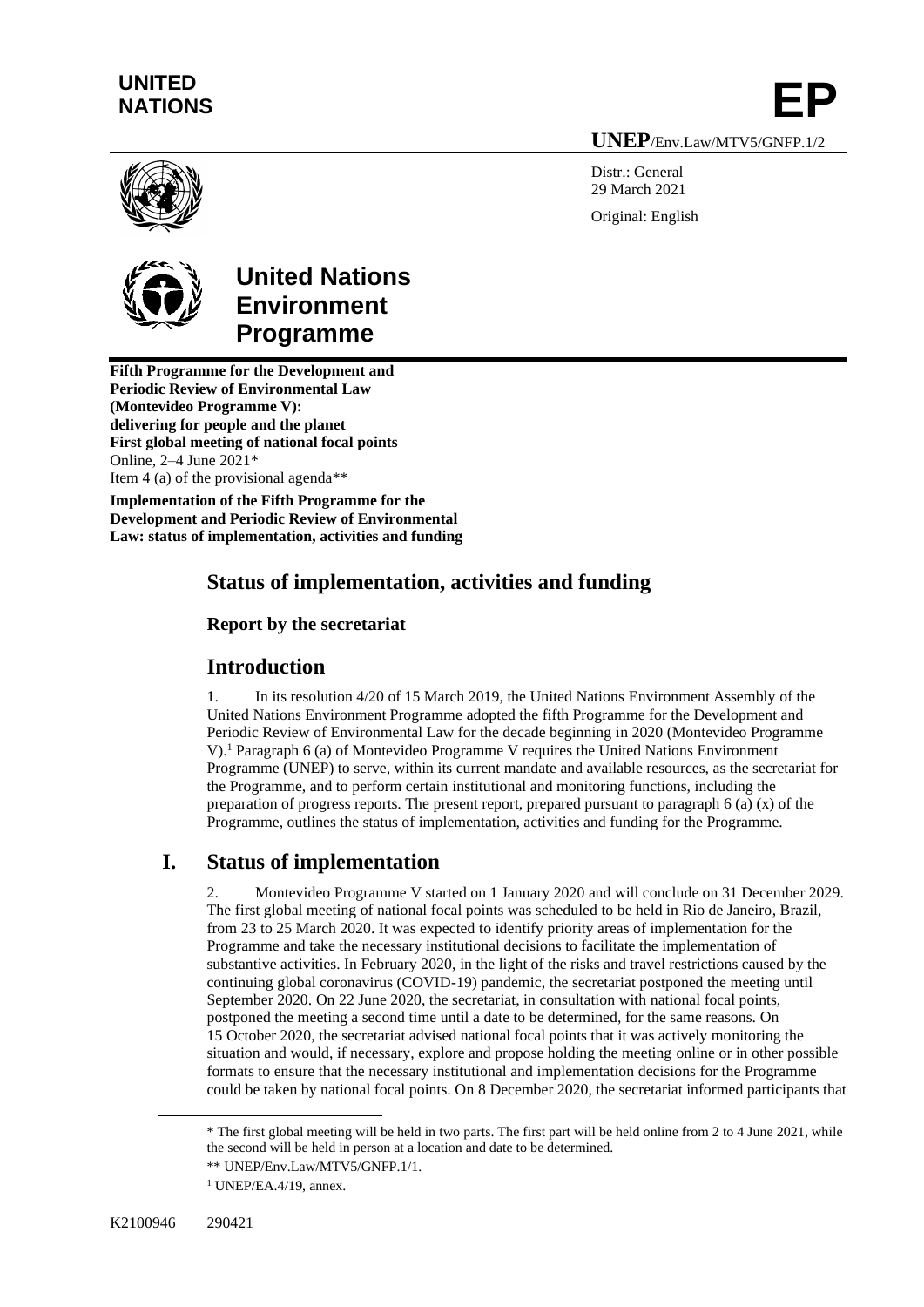**UNITED NATIONS**

**EP**

**UNEP**/Env.Law/MTV5/GNFP.1/2

Distr.: General
29 March 2021

Original: English

# United Nations Environment Programme

**Fifth Programme for the Development and Periodic Review of Environmental Law (Montevideo Programme V): delivering for people and the planet**
**First global meeting of national focal points**
Online, 2–4 June 2021*
Item 4 (a) of the provisional agenda**

**Implementation of the Fifth Programme for the Development and Periodic Review of Environmental Law: status of implementation, activities and funding**

## Status of implementation, activities and funding

### Report by the secretariat

## Introduction

1. In its resolution 4/20 of 15 March 2019, the United Nations Environment Assembly of the United Nations Environment Programme adopted the fifth Programme for the Development and Periodic Review of Environmental Law for the decade beginning in 2020 (Montevideo Programme V).[1] Paragraph 6 (a) of Montevideo Programme V requires the United Nations Environment Programme (UNEP) to serve, within its current mandate and available resources, as the secretariat for the Programme, and to perform certain institutional and monitoring functions, including the preparation of progress reports. The present report, prepared pursuant to paragraph 6 (a) (x) of the Programme, outlines the status of implementation, activities and funding for the Programme.

## I. Status of implementation

2. Montevideo Programme V started on 1 January 2020 and will conclude on 31 December 2029. The first global meeting of national focal points was scheduled to be held in Rio de Janeiro, Brazil, from 23 to 25 March 2020. It was expected to identify priority areas of implementation for the Programme and take the necessary institutional decisions to facilitate the implementation of substantive activities. In February 2020, in the light of the risks and travel restrictions caused by the continuing global coronavirus (COVID-19) pandemic, the secretariat postponed the meeting until September 2020. On 22 June 2020, the secretariat, in consultation with national focal points, postponed the meeting a second time until a date to be determined, for the same reasons. On 15 October 2020, the secretariat advised national focal points that it was actively monitoring the situation and would, if necessary, explore and propose holding the meeting online or in other possible formats to ensure that the necessary institutional and implementation decisions for the Programme could be taken by national focal points. On 8 December 2020, the secretariat informed participants that

---

\* The first global meeting will be held in two parts. The first part will be held online from 2 to 4 June 2021, while the second will be held in person at a location and date to be determined.

\*\* UNEP/Env.Law/MTV5/GNFP.1/1.

[1] UNEP/EA.4/19, annex.

K2100946 290421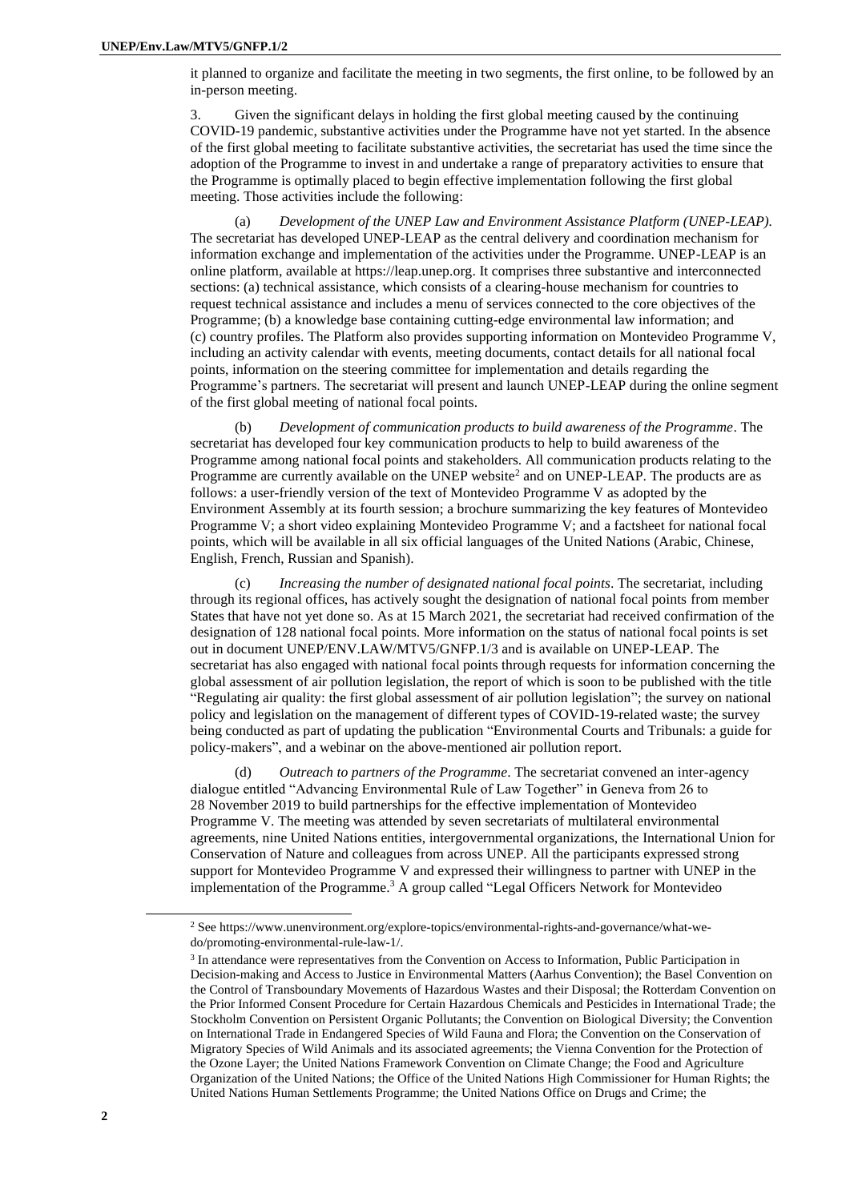it planned to organize and facilitate the meeting in two segments, the first online, to be followed by an in-person meeting.

3. Given the significant delays in holding the first global meeting caused by the continuing COVID-19 pandemic, substantive activities under the Programme have not yet started. In the absence of the first global meeting to facilitate substantive activities, the secretariat has used the time since the adoption of the Programme to invest in and undertake a range of preparatory activities to ensure that the Programme is optimally placed to begin effective implementation following the first global meeting. Those activities include the following:

(a) *Development of the UNEP Law and Environment Assistance Platform (UNEP-LEAP).* The secretariat has developed UNEP-LEAP as the central delivery and coordination mechanism for information exchange and implementation of the activities under the Programme. UNEP-LEAP is an online platform, available at https://leap.unep.org. It comprises three substantive and interconnected sections: (a) technical assistance, which consists of a clearing-house mechanism for countries to request technical assistance and includes a menu of services connected to the core objectives of the Programme; (b) a knowledge base containing cutting-edge environmental law information; and (c) country profiles. The Platform also provides supporting information on Montevideo Programme V, including an activity calendar with events, meeting documents, contact details for all national focal points, information on the steering committee for implementation and details regarding the Programme's partners. The secretariat will present and launch UNEP-LEAP during the online segment of the first global meeting of national focal points.

(b) *Development of communication products to build awareness of the Programme*. The secretariat has developed four key communication products to help to build awareness of the Programme among national focal points and stakeholders. All communication products relating to the Programme are currently available on the UNEP website[2] and on UNEP-LEAP. The products are as follows: a user-friendly version of the text of Montevideo Programme V as adopted by the Environment Assembly at its fourth session; a brochure summarizing the key features of Montevideo Programme V; a short video explaining Montevideo Programme V; and a factsheet for national focal points, which will be available in all six official languages of the United Nations (Arabic, Chinese, English, French, Russian and Spanish).

(c) *Increasing the number of designated national focal points*. The secretariat, including through its regional offices, has actively sought the designation of national focal points from member States that have not yet done so. As at 15 March 2021, the secretariat had received confirmation of the designation of 128 national focal points. More information on the status of national focal points is set out in document UNEP/ENV.LAW/MTV5/GNFP.1/3 and is available on UNEP-LEAP. The secretariat has also engaged with national focal points through requests for information concerning the global assessment of air pollution legislation, the report of which is soon to be published with the title "Regulating air quality: the first global assessment of air pollution legislation"; the survey on national policy and legislation on the management of different types of COVID-19-related waste; the survey being conducted as part of updating the publication "Environmental Courts and Tribunals: a guide for policy-makers", and a webinar on the above-mentioned air pollution report.

(d) *Outreach to partners of the Programme*. The secretariat convened an inter-agency dialogue entitled "Advancing Environmental Rule of Law Together" in Geneva from 26 to 28 November 2019 to build partnerships for the effective implementation of Montevideo Programme V. The meeting was attended by seven secretariats of multilateral environmental agreements, nine United Nations entities, intergovernmental organizations, the International Union for Conservation of Nature and colleagues from across UNEP. All the participants expressed strong support for Montevideo Programme V and expressed their willingness to partner with UNEP in the implementation of the Programme.[3] A group called "Legal Officers Network for Montevideo

---

[2] See https://www.unenvironment.org/explore-topics/environmental-rights-and-governance/what-we-do/promoting-environmental-rule-law-1/.

[3] In attendance were representatives from the Convention on Access to Information, Public Participation in Decision-making and Access to Justice in Environmental Matters (Aarhus Convention); the Basel Convention on the Control of Transboundary Movements of Hazardous Wastes and their Disposal; the Rotterdam Convention on the Prior Informed Consent Procedure for Certain Hazardous Chemicals and Pesticides in International Trade; the Stockholm Convention on Persistent Organic Pollutants; the Convention on Biological Diversity; the Convention on International Trade in Endangered Species of Wild Fauna and Flora; the Convention on the Conservation of Migratory Species of Wild Animals and its associated agreements; the Vienna Convention for the Protection of the Ozone Layer; the United Nations Framework Convention on Climate Change; the Food and Agriculture Organization of the United Nations; the Office of the United Nations High Commissioner for Human Rights; the United Nations Human Settlements Programme; the United Nations Office on Drugs and Crime; the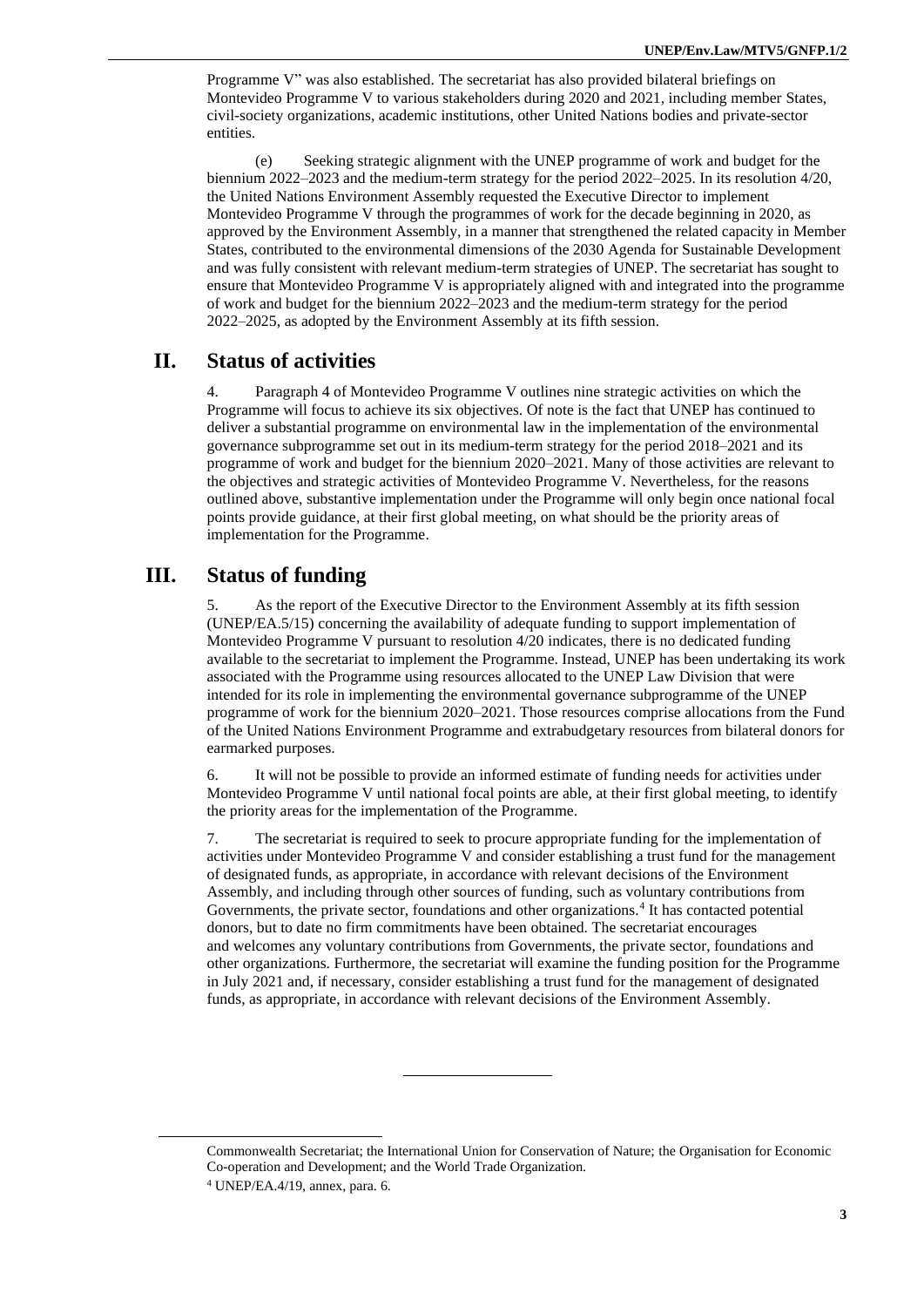Programme V" was also established. The secretariat has also provided bilateral briefings on Montevideo Programme V to various stakeholders during 2020 and 2021, including member States, civil-society organizations, academic institutions, other United Nations bodies and private-sector entities.

(e) Seeking strategic alignment with the UNEP programme of work and budget for the biennium 2022–2023 and the medium-term strategy for the period 2022–2025. In its resolution 4/20, the United Nations Environment Assembly requested the Executive Director to implement Montevideo Programme V through the programmes of work for the decade beginning in 2020, as approved by the Environment Assembly, in a manner that strengthened the related capacity in Member States, contributed to the environmental dimensions of the 2030 Agenda for Sustainable Development and was fully consistent with relevant medium-term strategies of UNEP. The secretariat has sought to ensure that Montevideo Programme V is appropriately aligned with and integrated into the programme of work and budget for the biennium 2022–2023 and the medium-term strategy for the period 2022–2025, as adopted by the Environment Assembly at its fifth session.

## II. Status of activities

4. Paragraph 4 of Montevideo Programme V outlines nine strategic activities on which the Programme will focus to achieve its six objectives. Of note is the fact that UNEP has continued to deliver a substantial programme on environmental law in the implementation of the environmental governance subprogramme set out in its medium-term strategy for the period 2018–2021 and its programme of work and budget for the biennium 2020–2021. Many of those activities are relevant to the objectives and strategic activities of Montevideo Programme V. Nevertheless, for the reasons outlined above, substantive implementation under the Programme will only begin once national focal points provide guidance, at their first global meeting, on what should be the priority areas of implementation for the Programme.

## III. Status of funding

5. As the report of the Executive Director to the Environment Assembly at its fifth session (UNEP/EA.5/15) concerning the availability of adequate funding to support implementation of Montevideo Programme V pursuant to resolution 4/20 indicates, there is no dedicated funding available to the secretariat to implement the Programme. Instead, UNEP has been undertaking its work associated with the Programme using resources allocated to the UNEP Law Division that were intended for its role in implementing the environmental governance subprogramme of the UNEP programme of work for the biennium 2020–2021. Those resources comprise allocations from the Fund of the United Nations Environment Programme and extrabudgetary resources from bilateral donors for earmarked purposes.

6. It will not be possible to provide an informed estimate of funding needs for activities under Montevideo Programme V until national focal points are able, at their first global meeting, to identify the priority areas for the implementation of the Programme.

7. The secretariat is required to seek to procure appropriate funding for the implementation of activities under Montevideo Programme V and consider establishing a trust fund for the management of designated funds, as appropriate, in accordance with relevant decisions of the Environment Assembly, and including through other sources of funding, such as voluntary contributions from Governments, the private sector, foundations and other organizations.[4] It has contacted potential donors, but to date no firm commitments have been obtained. The secretariat encourages and welcomes any voluntary contributions from Governments, the private sector, foundations and other organizations. Furthermore, the secretariat will examine the funding position for the Programme in July 2021 and, if necessary, consider establishing a trust fund for the management of designated funds, as appropriate, in accordance with relevant decisions of the Environment Assembly.

---

Commonwealth Secretariat; the International Union for Conservation of Nature; the Organisation for Economic Co-operation and Development; and the World Trade Organization.

[4] UNEP/EA.4/19, annex, para. 6.